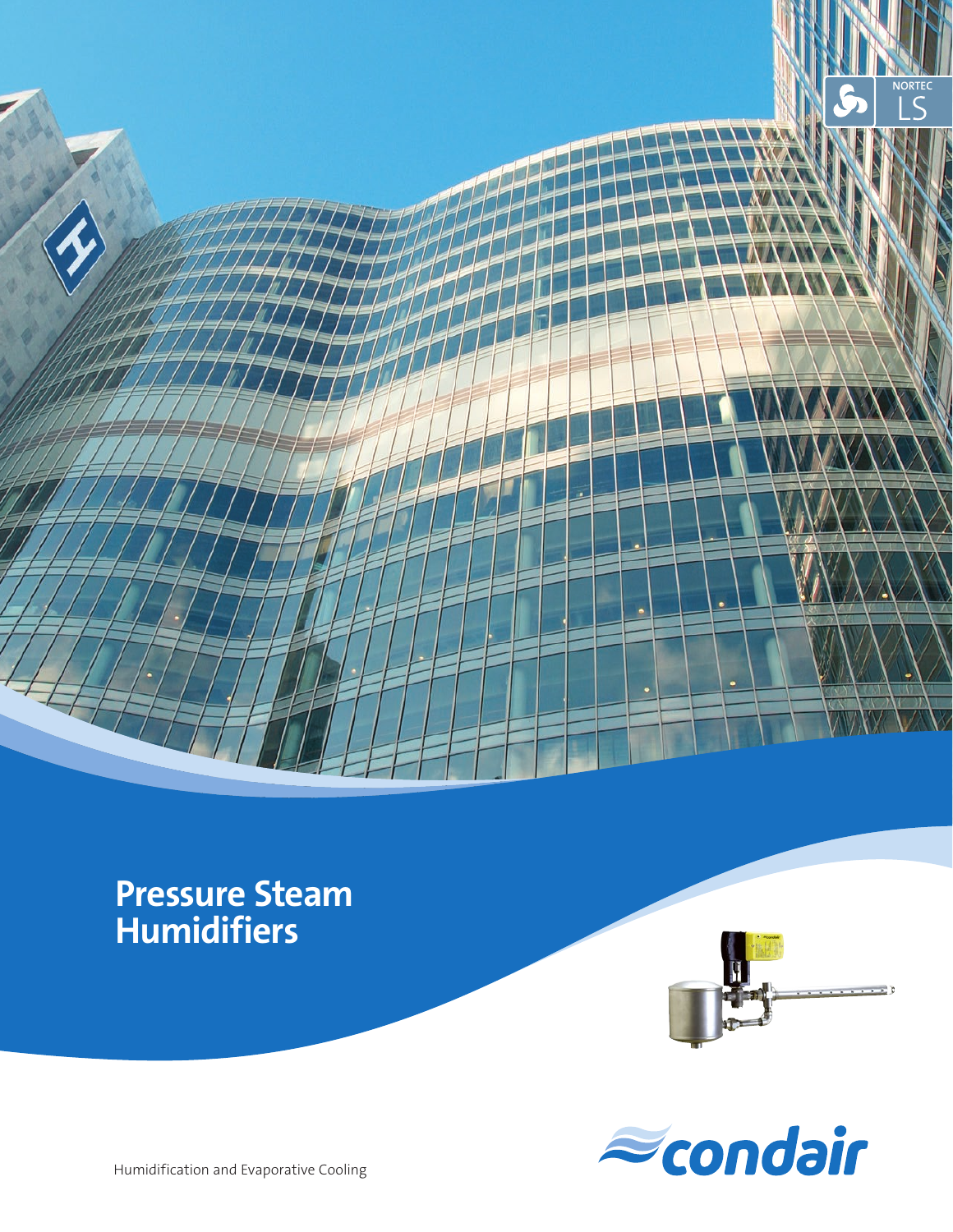NORTEC LS

# Pressure Steam Humidifiers

condair

Humidification and Evaporative Cooling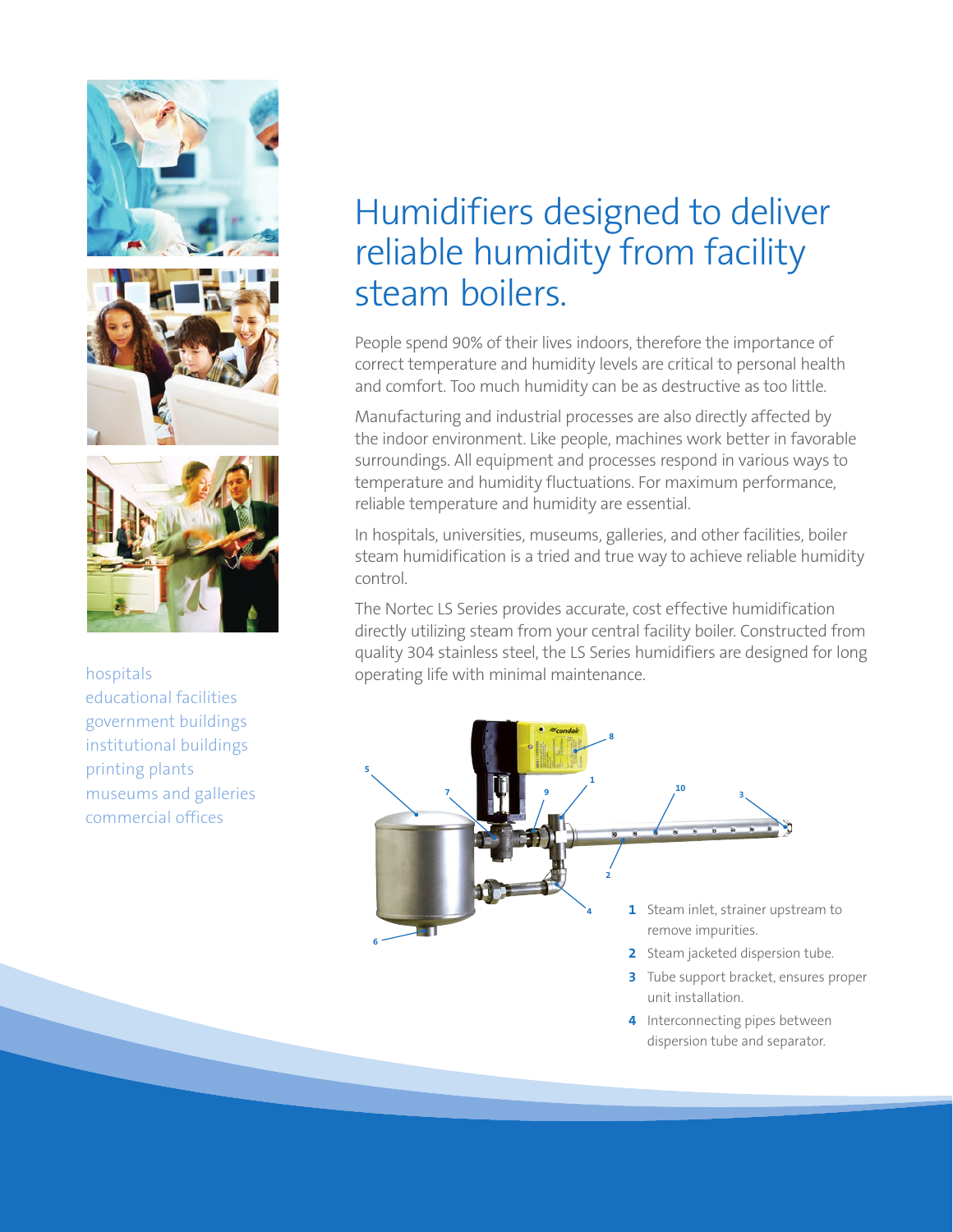# Humidifiers designed to deliver reliable humidity from facility steam boilers.

hospitals
educational facilities
government buildings
institutional buildings
printing plants
museums and galleries
commercial offices

People spend 90% of their lives indoors, therefore the importance of correct temperature and humidity levels are critical to personal health and comfort. Too much humidity can be as destructive as too little.

Manufacturing and industrial processes are also directly affected by the indoor environment. Like people, machines work better in favorable surroundings. All equipment and processes respond in various ways to temperature and humidity fluctuations. For maximum performance, reliable temperature and humidity are essential.

In hospitals, universities, museums, galleries, and other facilities, boiler steam humidification is a tried and true way to achieve reliable humidity control.

The Nortec LS Series provides accurate, cost effective humidification directly utilizing steam from your central facility boiler. Constructed from quality 304 stainless steel, the LS Series humidifiers are designed for long operating life with minimal maintenance.

1. Steam inlet, strainer upstream to remove impurities.
2. Steam jacketed dispersion tube.
3. Tube support bracket, ensures proper unit installation.
4. Interconnecting pipes between dispersion tube and separator.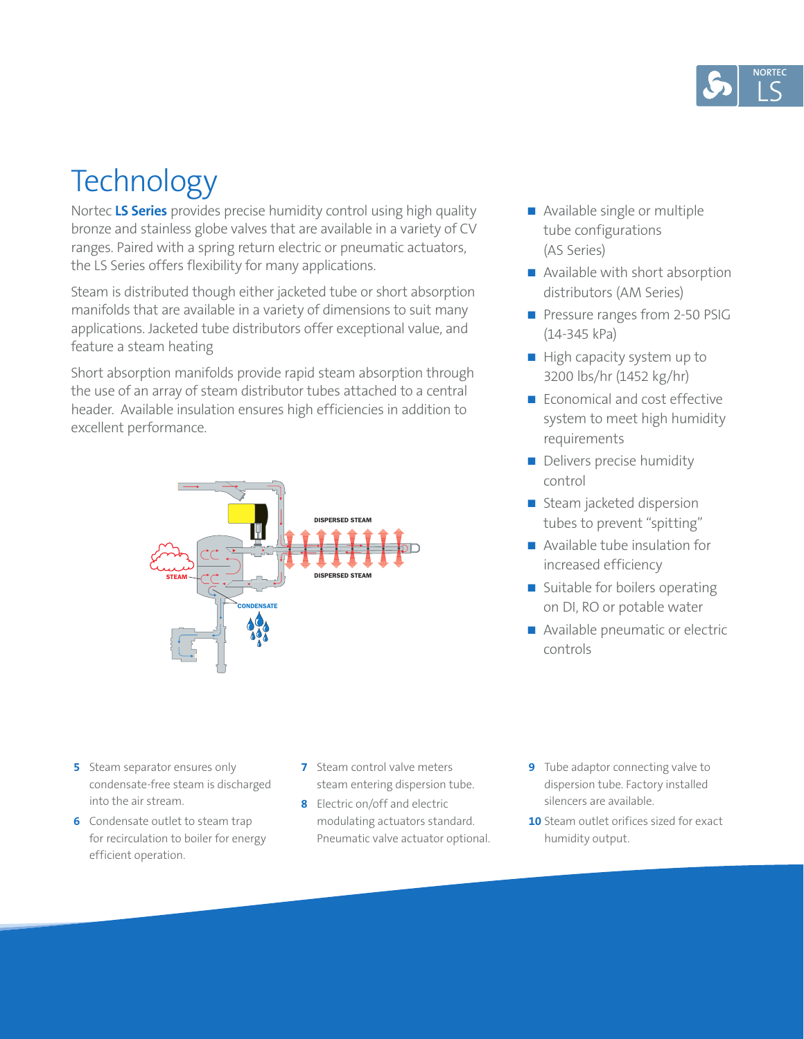# Technology

Nortec **LS Series** provides precise humidity control using high quality bronze and stainless globe valves that are available in a variety of CV ranges. Paired with a spring return electric or pneumatic actuators, the LS Series offers flexibility for many applications.

Steam is distributed though either jacketed tube or short absorption manifolds that are available in a variety of dimensions to suit many applications. Jacketed tube distributors offer exceptional value, and feature a steam heating

Short absorption manifolds provide rapid steam absorption through the use of an array of steam distributor tubes attached to a central header. Available insulation ensures high efficiencies in addition to excellent performance.

- Available single or multiple tube configurations (AS Series)
- Available with short absorption distributors (AM Series)
- Pressure ranges from 2-50 PSIG (14-345 kPa)
- High capacity system up to 3200 lbs/hr (1452 kg/hr)
- Economical and cost effective system to meet high humidity requirements
- Delivers precise humidity control
- Steam jacketed dispersion tubes to prevent "spitting"
- Available tube insulation for increased efficiency
- Suitable for boilers operating on DI, RO or potable water
- Available pneumatic or electric controls

**5** Steam separator ensures only condensate-free steam is discharged into the air stream.

**6** Condensate outlet to steam trap for recirculation to boiler for energy efficient operation.

**7** Steam control valve meters steam entering dispersion tube.

**8** Electric on/off and electric modulating actuators standard. Pneumatic valve actuator optional.

**9** Tube adaptor connecting valve to dispersion tube. Factory installed silencers are available.

**10** Steam outlet orifices sized for exact humidity output.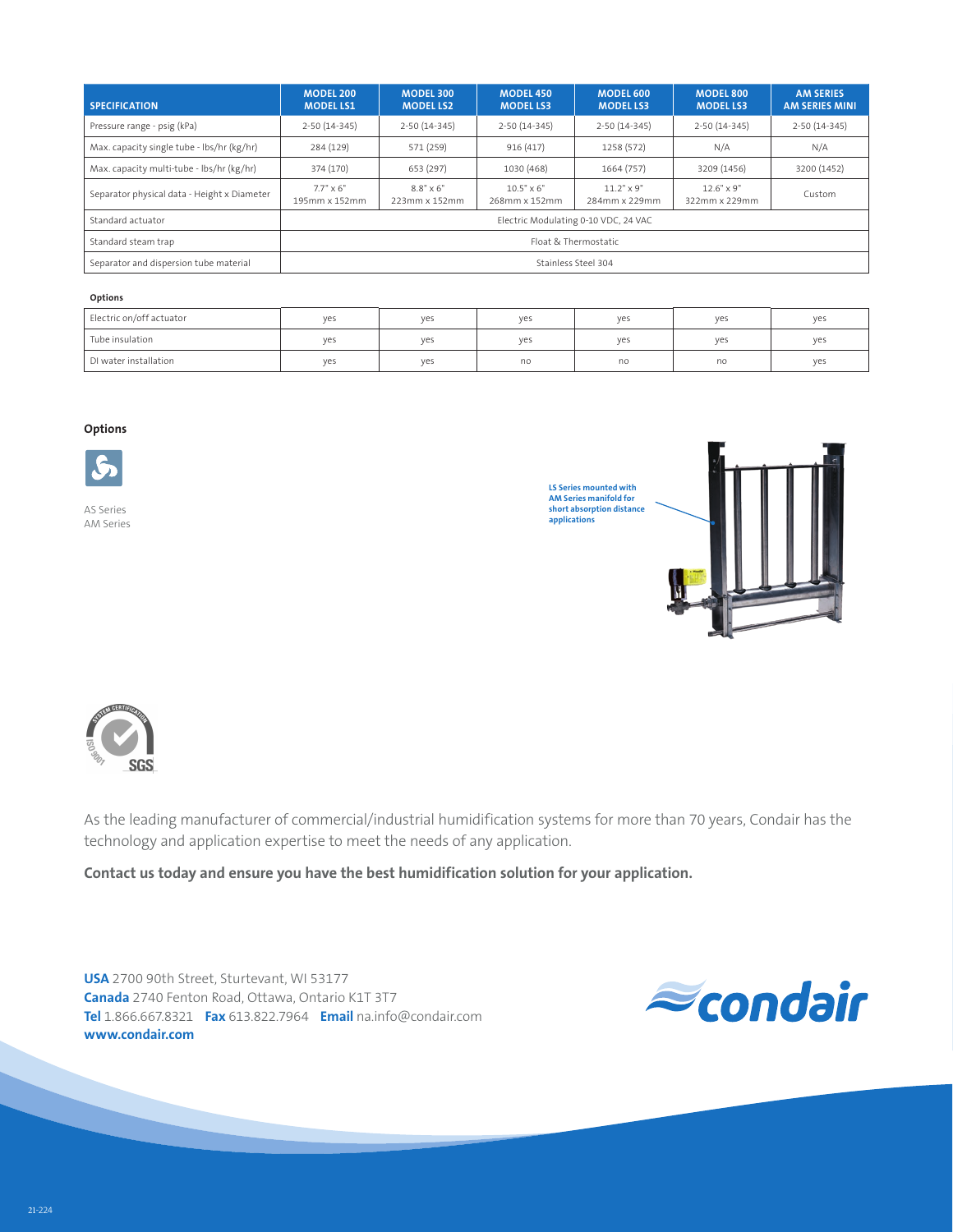| SPECIFICATION | MODEL 200 MODEL LS1 | MODEL 300 MODEL LS2 | MODEL 450 MODEL LS3 | MODEL 600 MODEL LS3 | MODEL 800 MODEL LS3 | AM SERIES AM SERIES MINI |
|---|---|---|---|---|---|---|
| Pressure range - psig (kPa) | 2-50 (14-345) | 2-50 (14-345) | 2-50 (14-345) | 2-50 (14-345) | 2-50 (14-345) | 2-50 (14-345) |
| Max. capacity single tube - lbs/hr (kg/hr) | 284 (129) | 571 (259) | 916 (417) | 1258 (572) | N/A | N/A |
| Max. capacity multi-tube - lbs/hr (kg/hr) | 374 (170) | 653 (297) | 1030 (468) | 1664 (757) | 3209 (1456) | 3200 (1452) |
| Separator physical data - Height x Diameter | 7.7" x 6" 195mm x 152mm | 8.8" x 6" 223mm x 152mm | 10.5" x 6" 268mm x 152mm | 11.2" x 9" 284mm x 229mm | 12.6" x 9" 322mm x 229mm | Custom |
| Standard actuator | Electric Modulating 0-10 VDC, 24 VAC | | | | | |
| Standard steam trap | Float & Thermostatic | | | | | |
| Separator and dispersion tube material | Stainless Steel 304 | | | | | |

**Options**

| | | | | | | |
|---|---|---|---|---|---|---|
| Electric on/off actuator | yes | yes | yes | yes | yes | yes |
| Tube insulation | yes | yes | yes | yes | yes | yes |
| DI water installation | yes | yes | no | no | no | yes |

**Options**

AS Series
AM Series

**LS Series mounted with AM Series manifold for short absorption distance applications**

As the leading manufacturer of commercial/industrial humidification systems for more than 70 years, Condair has the technology and application expertise to meet the needs of any application.

**Contact us today and ensure you have the best humidification solution for your application.**

**USA** 2700 90th Street, Sturtevant, WI 53177
**Canada** 2740 Fenton Road, Ottawa, Ontario K1T 3T7
**Tel** 1.866.667.8321 **Fax** 613.822.7964 **Email** na.info@condair.com
**www.condair.com**

21-224